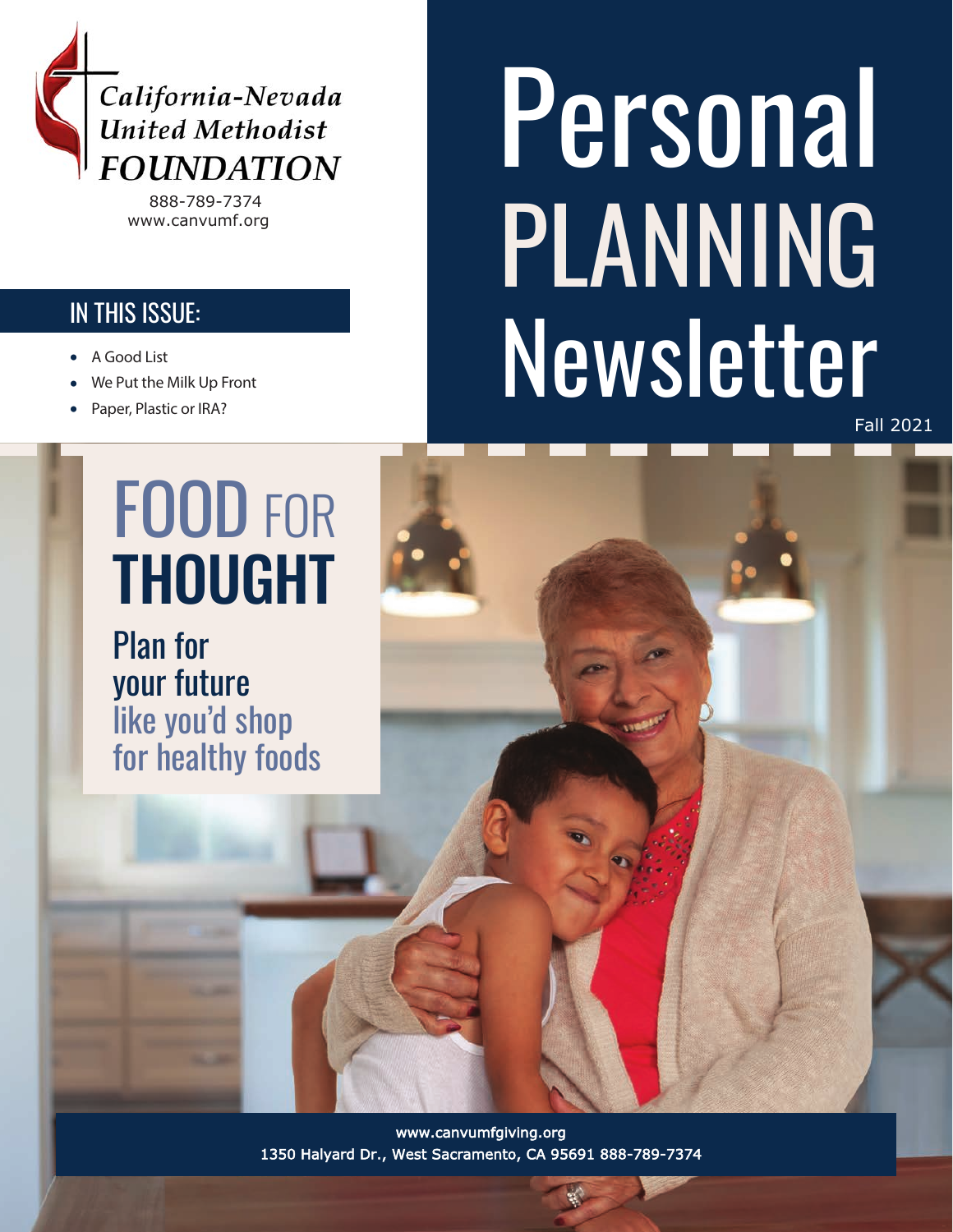California-Nevada United Methodist FOUNDATION

888-789-7374
www.canvumf.org

# Personal PLANNING Newsletter

Fall 2021

## IN THIS ISSUE:

- A Good List
- We Put the Milk Up Front
- Paper, Plastic or IRA?

# FOOD FOR THOUGHT

## Plan for your future like you'd shop for healthy foods

www.canvumfgiving.org
1350 Halyard Dr., West Sacramento, CA 95691 888-789-7374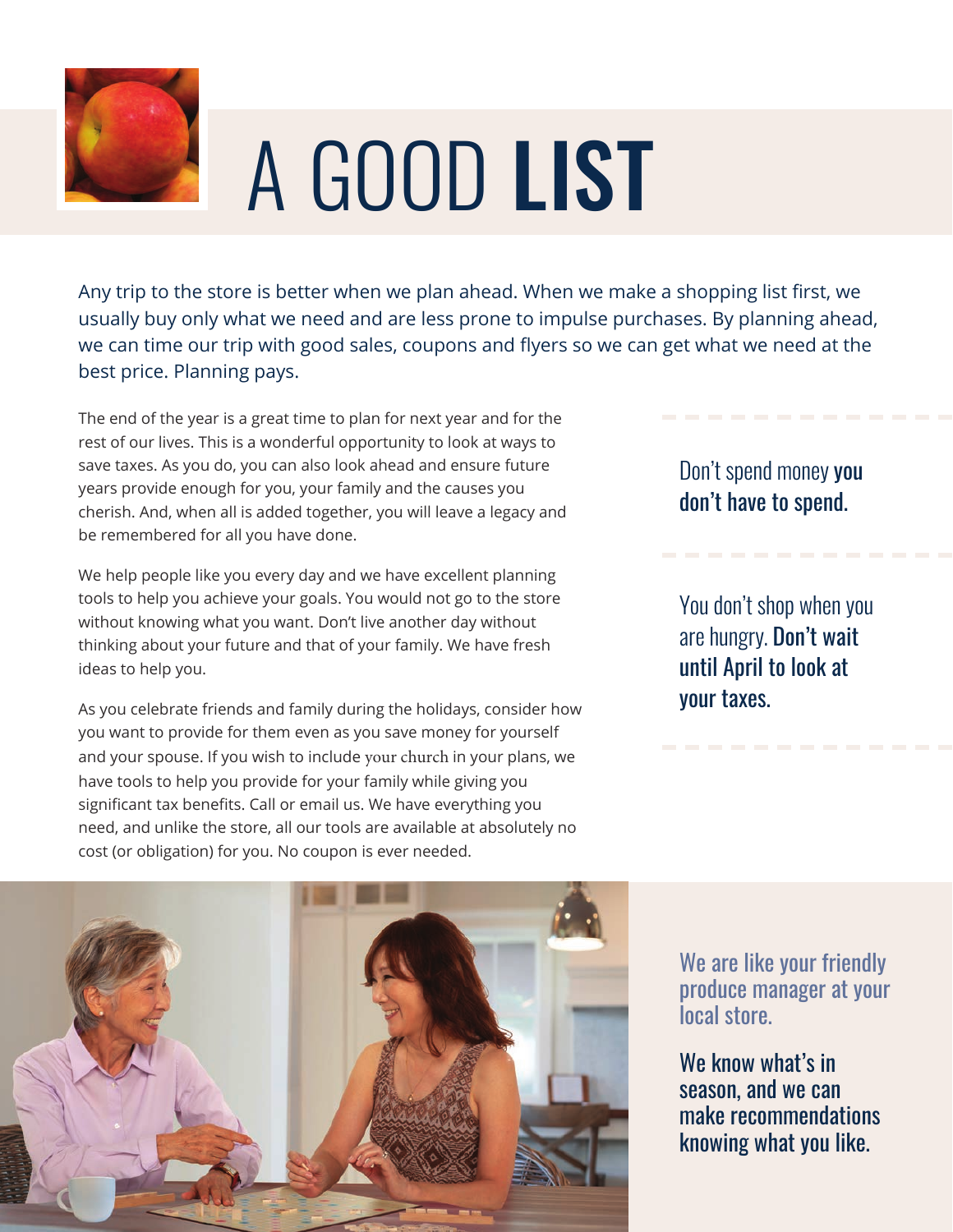# A GOOD **LIST**

Any trip to the store is better when we plan ahead. When we make a shopping list first, we usually buy only what we need and are less prone to impulse purchases. By planning ahead, we can time our trip with good sales, coupons and flyers so we can get what we need at the best price. Planning pays.

The end of the year is a great time to plan for next year and for the rest of our lives. This is a wonderful opportunity to look at ways to save taxes. As you do, you can also look ahead and ensure future years provide enough for you, your family and the causes you cherish. And, when all is added together, you will leave a legacy and be remembered for all you have done.

We help people like you every day and we have excellent planning tools to help you achieve your goals. You would not go to the store without knowing what you want. Don't live another day without thinking about your future and that of your family. We have fresh ideas to help you.

As you celebrate friends and family during the holidays, consider how you want to provide for them even as you save money for yourself and your spouse. If you wish to include your church in your plans, we have tools to help you provide for your family while giving you significant tax benefits. Call or email us. We have everything you need, and unlike the store, all our tools are available at absolutely no cost (or obligation) for you. No coupon is ever needed.

Don't spend money **you don't have to spend.**

You don't shop when you are hungry. **Don't wait until April to look at your taxes.**

We are like your friendly produce manager at your local store.

**We know what's in season, and we can make recommendations knowing what you like.**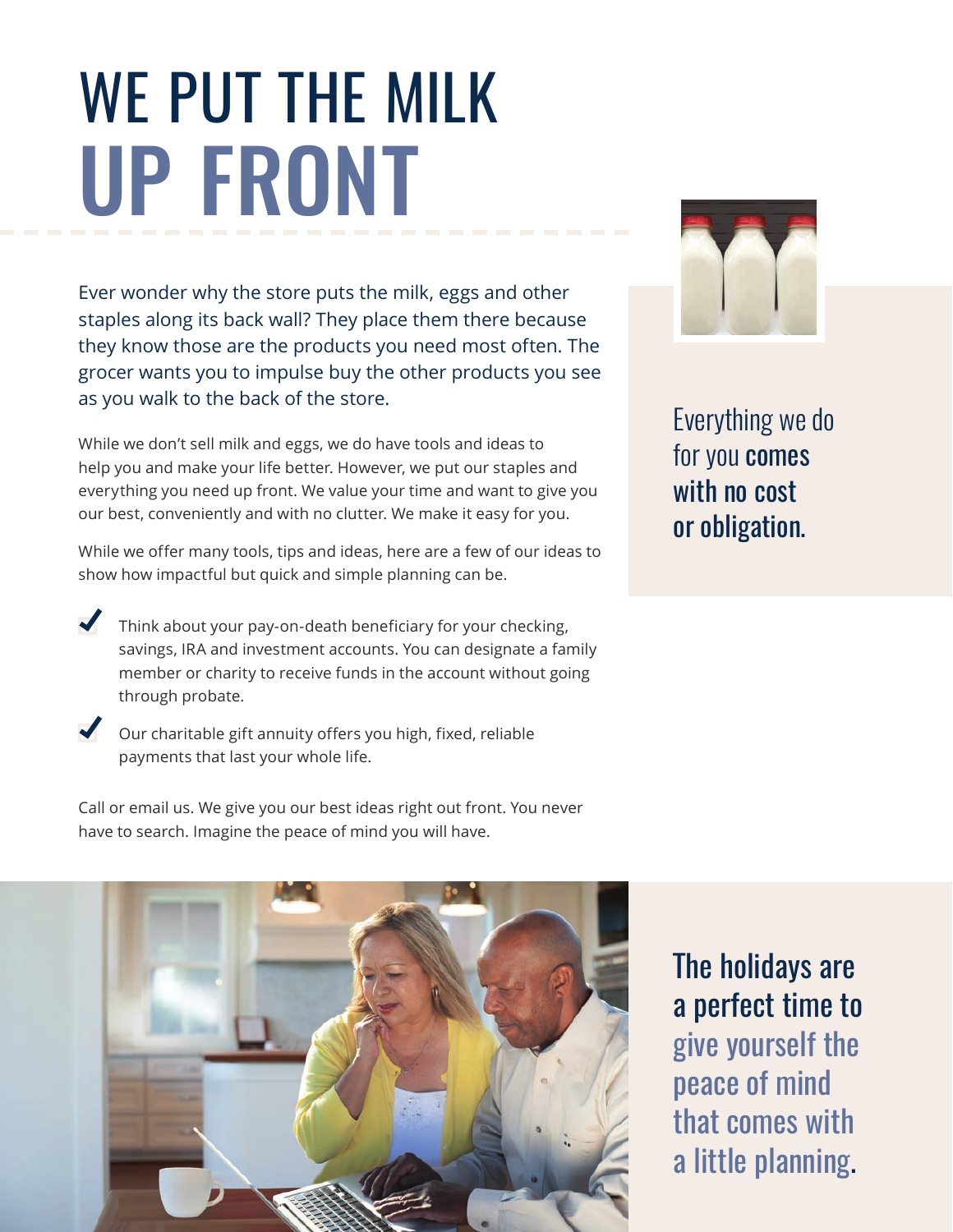# WE PUT THE MILK UP FRONT

Ever wonder why the store puts the milk, eggs and other staples along its back wall? They place them there because they know those are the products you need most often. The grocer wants you to impulse buy the other products you see as you walk to the back of the store.

While we don't sell milk and eggs, we do have tools and ideas to help you and make your life better. However, we put our staples and everything you need up front. We value your time and want to give you our best, conveniently and with no clutter. We make it easy for you.

While we offer many tools, tips and ideas, here are a few of our ideas to show how impactful but quick and simple planning can be.

- ✓ Think about your pay-on-death beneficiary for your checking, savings, IRA and investment accounts. You can designate a family member or charity to receive funds in the account without going through probate.
- ✓ Our charitable gift annuity offers you high, fixed, reliable payments that last your whole life.

Call or email us. We give you our best ideas right out front. You never have to search. Imagine the peace of mind you will have.

Everything we do for you **comes with no cost or obligation.**

The holidays are a perfect time to give yourself the peace of mind that comes with a little planning.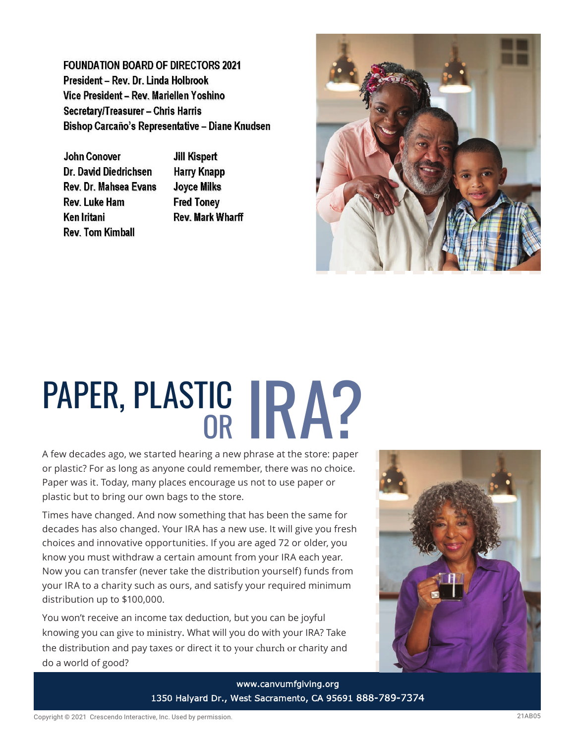**FOUNDATION BOARD OF DIRECTORS 2021**
**President – Rev. Dr. Linda Holbrook**
**Vice President – Rev. Mariellen Yoshino**
**Secretary/Treasurer – Chris Harris**
**Bishop Carcaño's Representative – Diane Knudsen**

**John Conover**
**Dr. David Diedrichsen**
**Rev. Dr. Mahsea Evans**
**Rev. Luke Ham**
**Ken Iritani**
**Rev. Tom Kimball**
**Jill Kispert**
**Harry Knapp**
**Joyce Milks**
**Fred Toney**
**Rev. Mark Wharff**

# PAPER, PLASTIC OR IRA?

A few decades ago, we started hearing a new phrase at the store: paper or plastic? For as long as anyone could remember, there was no choice. Paper was it. Today, many places encourage us not to use paper or plastic but to bring our own bags to the store.

Times have changed. And now something that has been the same for decades has also changed. Your IRA has a new use. It will give you fresh choices and innovative opportunities. If you are aged 72 or older, you know you must withdraw a certain amount from your IRA each year. Now you can transfer (never take the distribution yourself) funds from your IRA to a charity such as ours, and satisfy your required minimum distribution up to $100,000.

You won't receive an income tax deduction, but you can be joyful knowing you can give to ministry. What will you do with your IRA? Take the distribution and pay taxes or direct it to your church or charity and do a world of good?

www.canvumfgiving.org
1350 Halyard Dr., West Sacramento, CA 95691 888-789-7374

Copyright © 2021 Crescendo Interactive, Inc. Used by permission.

21AB05